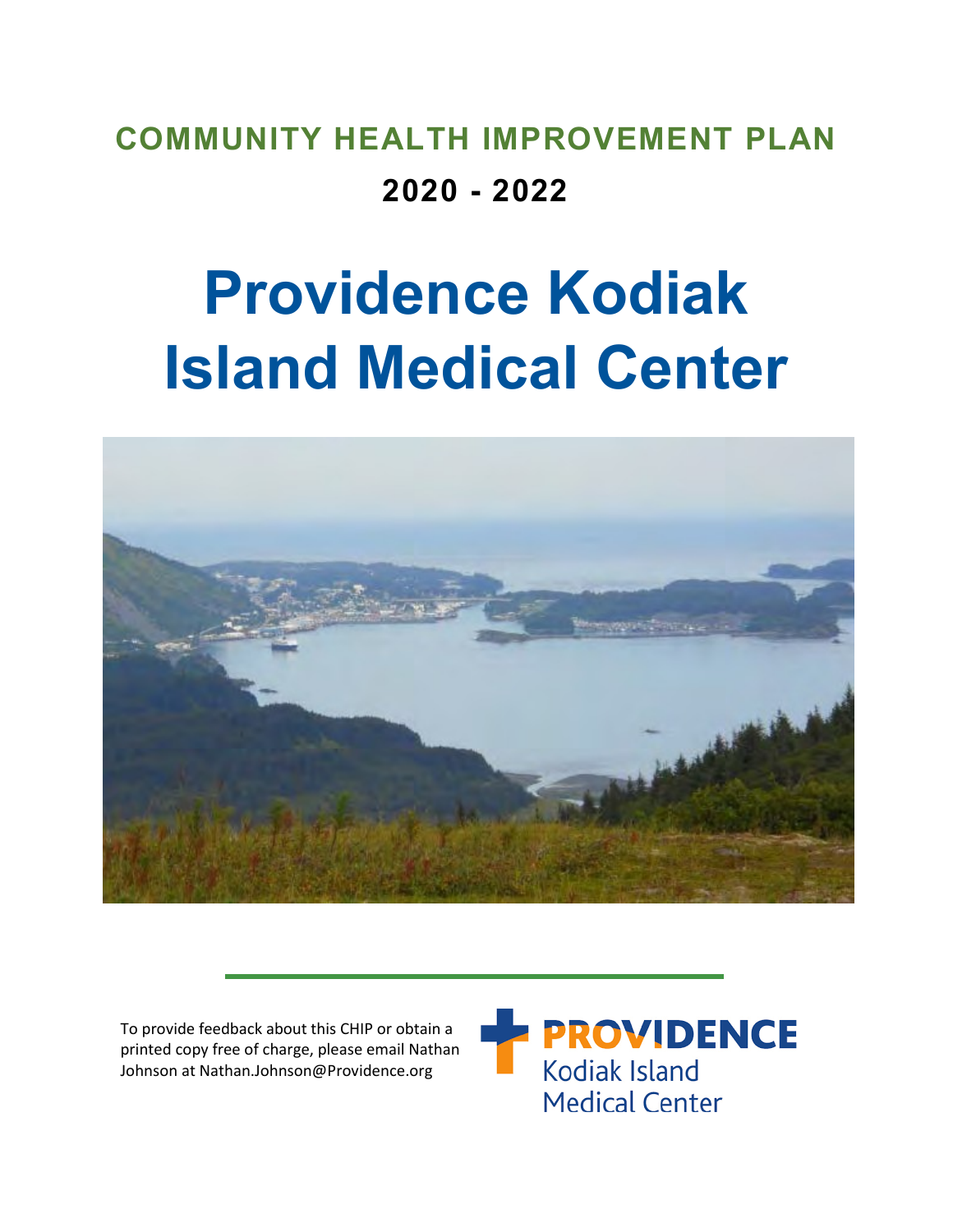# COMMUNITY HEALTH IMPROVEMENT PLAN

## 2020 - 2022

# Providence Kodiak Island Medical Center

To provide feedback about this CHIP or obtain a printed copy free of charge, please email Nathan Johnson at Nathan.Johnson@Providence.org

PROVIDENCE
Kodiak Island
Medical Center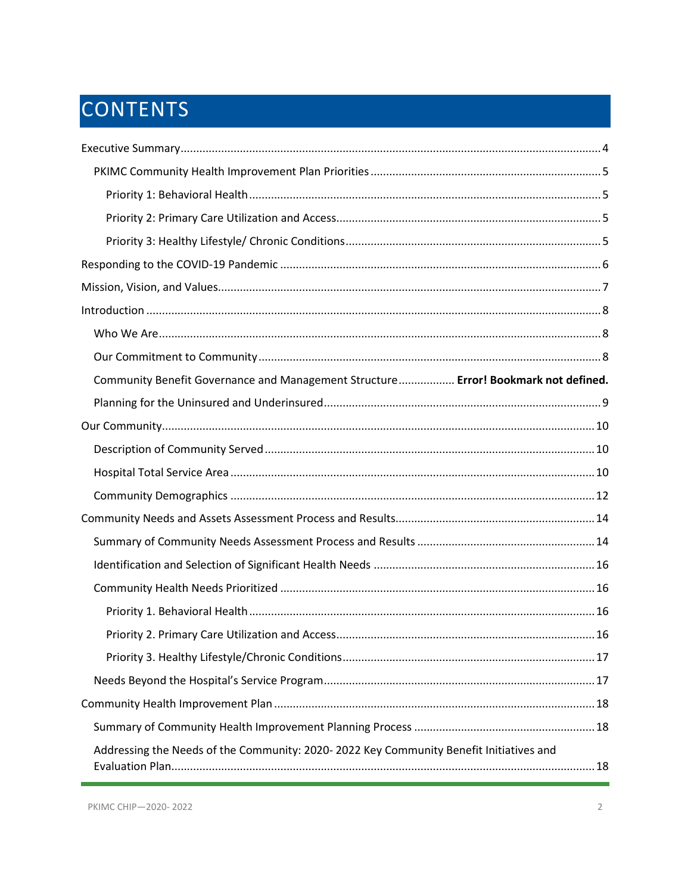# CONTENTS

Executive Summary ..... 4

- PKIMC Community Health Improvement Plan Priorities ..... 5
  - Priority 1: Behavioral Health ..... 5
  - Priority 2: Primary Care Utilization and Access ..... 5
  - Priority 3: Healthy Lifestyle/ Chronic Conditions ..... 5

Responding to the COVID-19 Pandemic ..... 6

Mission, Vision, and Values ..... 7

Introduction ..... 8

- Who We Are ..... 8
- Our Commitment to Community ..... 8
- Community Benefit Governance and Management Structure ..... **Error! Bookmark not defined.**
- Planning for the Uninsured and Underinsured ..... 9

Our Community ..... 10

- Description of Community Served ..... 10
- Hospital Total Service Area ..... 10
- Community Demographics ..... 12

Community Needs and Assets Assessment Process and Results ..... 14

- Summary of Community Needs Assessment Process and Results ..... 14
- Identification and Selection of Significant Health Needs ..... 16
- Community Health Needs Prioritized ..... 16
  - Priority 1. Behavioral Health ..... 16
  - Priority 2. Primary Care Utilization and Access ..... 16
  - Priority 3. Healthy Lifestyle/Chronic Conditions ..... 17
- Needs Beyond the Hospital's Service Program ..... 17

Community Health Improvement Plan ..... 18

- Summary of Community Health Improvement Planning Process ..... 18
- Addressing the Needs of the Community: 2020- 2022 Key Community Benefit Initiatives and Evaluation Plan ..... 18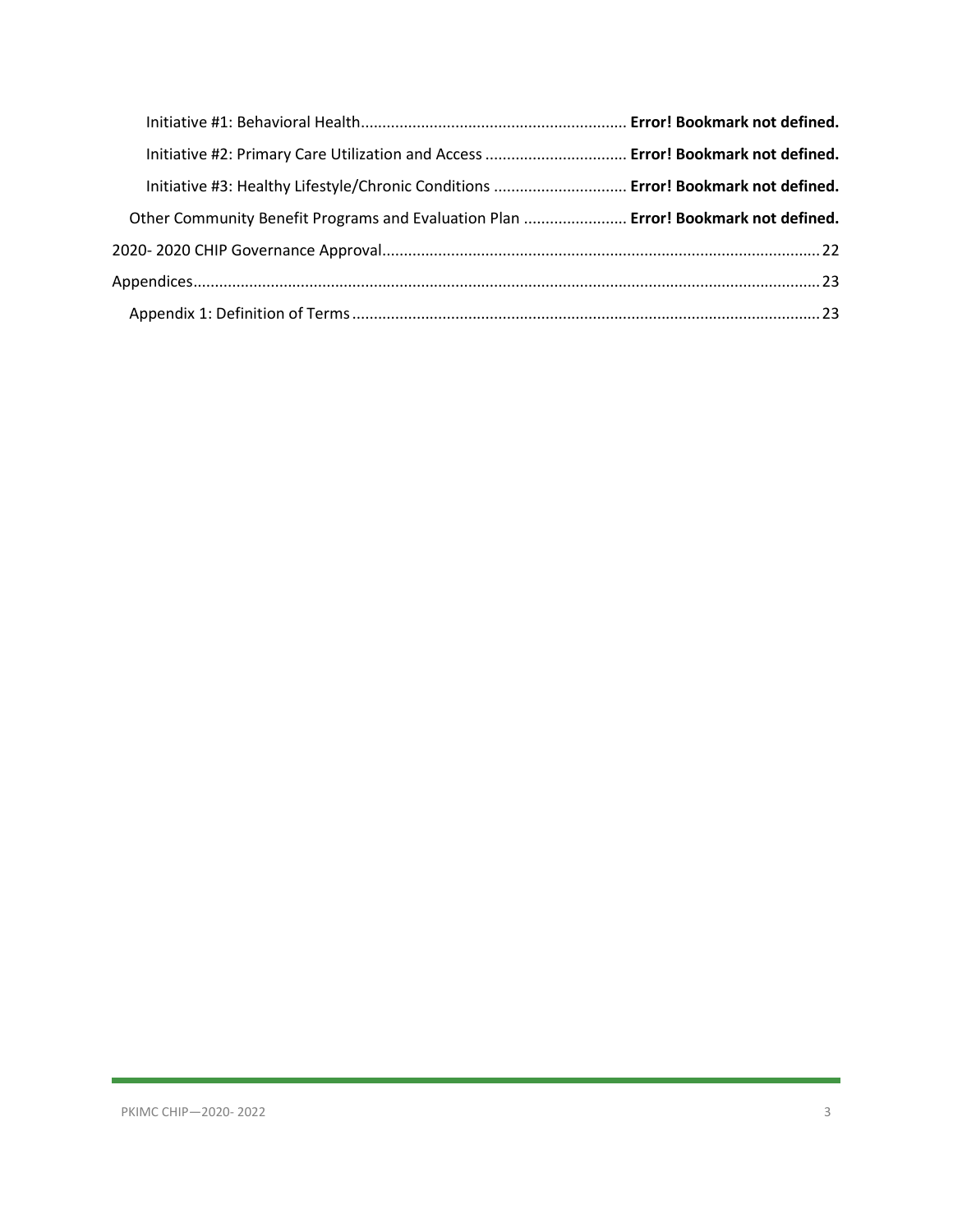Initiative #1: Behavioral Health ............................................................ **Error! Bookmark not defined.**

Initiative #2: Primary Care Utilization and Access ................................ **Error! Bookmark not defined.**

Initiative #3: Healthy Lifestyle/Chronic Conditions .............................. **Error! Bookmark not defined.**

Other Community Benefit Programs and Evaluation Plan ....................... **Error! Bookmark not defined.**

2020- 2020 CHIP Governance Approval ..................................................................................................... 22

Appendices ................................................................................................................................................. 23

Appendix 1: Definition of Terms ............................................................................................................ 23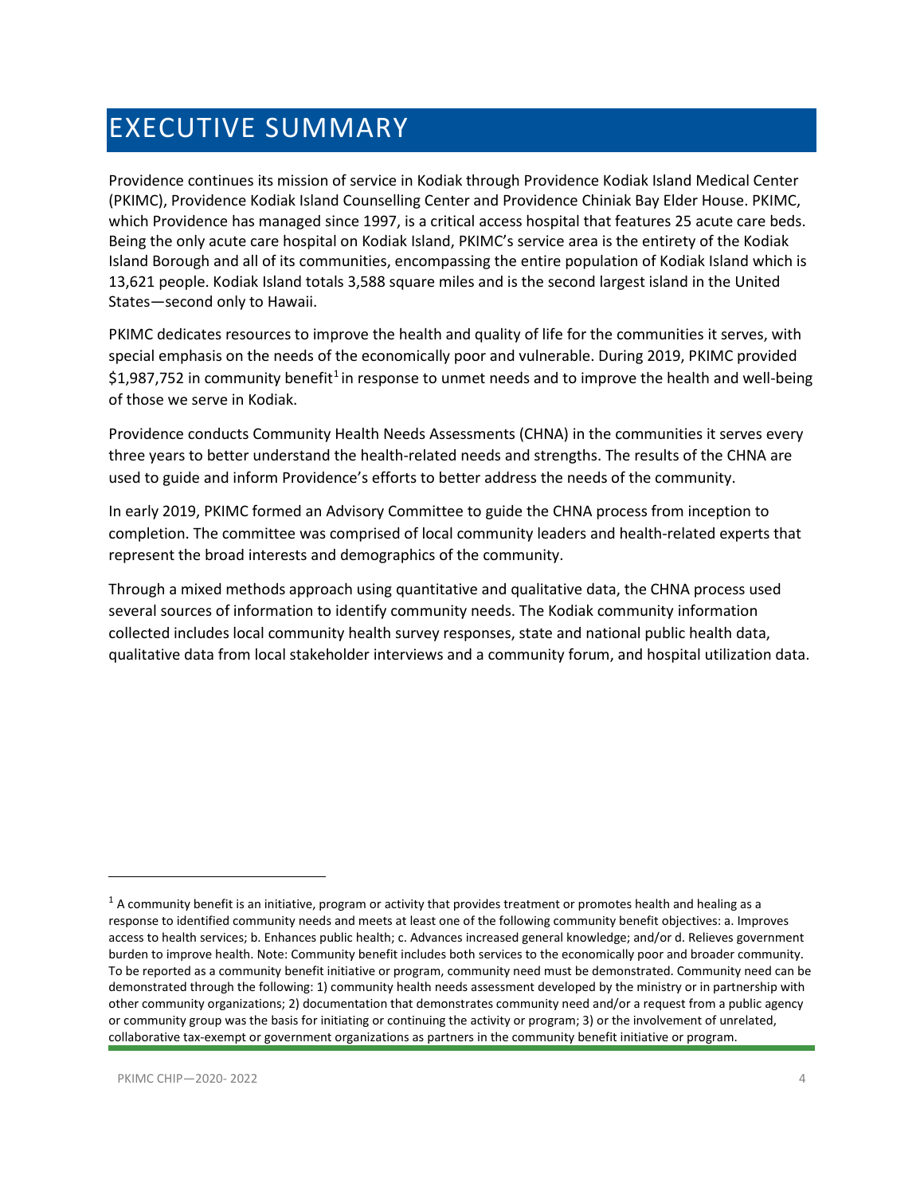# EXECUTIVE SUMMARY

Providence continues its mission of service in Kodiak through Providence Kodiak Island Medical Center (PKIMC), Providence Kodiak Island Counselling Center and Providence Chiniak Bay Elder House. PKIMC, which Providence has managed since 1997, is a critical access hospital that features 25 acute care beds. Being the only acute care hospital on Kodiak Island, PKIMC's service area is the entirety of the Kodiak Island Borough and all of its communities, encompassing the entire population of Kodiak Island which is 13,621 people. Kodiak Island totals 3,588 square miles and is the second largest island in the United States—second only to Hawaii.

PKIMC dedicates resources to improve the health and quality of life for the communities it serves, with special emphasis on the needs of the economically poor and vulnerable. During 2019, PKIMC provided $1,987,752 in community benefit[1] in response to unmet needs and to improve the health and well-being of those we serve in Kodiak.

Providence conducts Community Health Needs Assessments (CHNA) in the communities it serves every three years to better understand the health-related needs and strengths. The results of the CHNA are used to guide and inform Providence's efforts to better address the needs of the community.

In early 2019, PKIMC formed an Advisory Committee to guide the CHNA process from inception to completion. The committee was comprised of local community leaders and health-related experts that represent the broad interests and demographics of the community.

Through a mixed methods approach using quantitative and qualitative data, the CHNA process used several sources of information to identify community needs. The Kodiak community information collected includes local community health survey responses, state and national public health data, qualitative data from local stakeholder interviews and a community forum, and hospital utilization data.

[1] A community benefit is an initiative, program or activity that provides treatment or promotes health and healing as a response to identified community needs and meets at least one of the following community benefit objectives: a. Improves access to health services; b. Enhances public health; c. Advances increased general knowledge; and/or d. Relieves government burden to improve health. Note: Community benefit includes both services to the economically poor and broader community. To be reported as a community benefit initiative or program, community need must be demonstrated. Community need can be demonstrated through the following: 1) community health needs assessment developed by the ministry or in partnership with other community organizations; 2) documentation that demonstrates community need and/or a request from a public agency or community group was the basis for initiating or continuing the activity or program; 3) or the involvement of unrelated, collaborative tax-exempt or government organizations as partners in the community benefit initiative or program.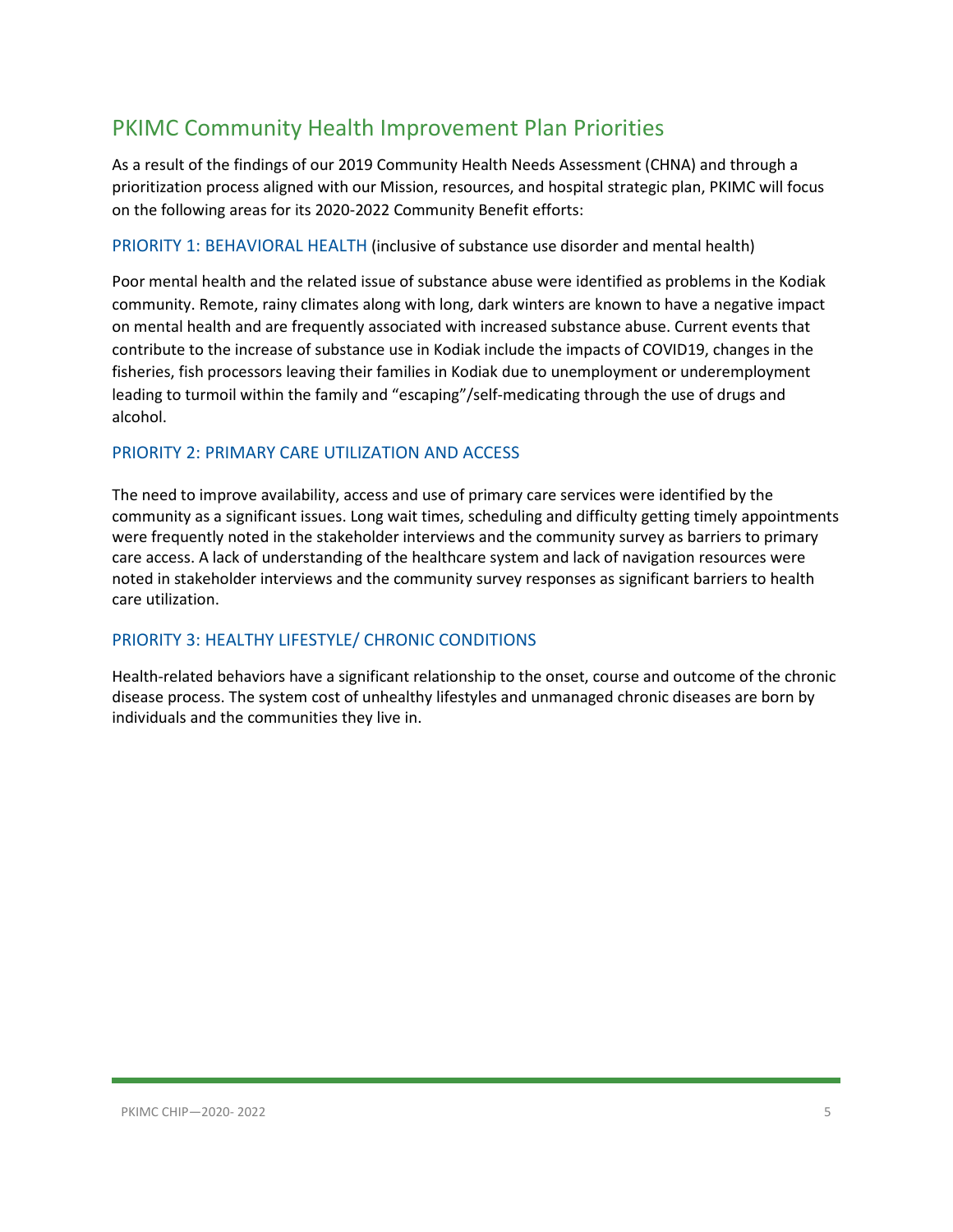## PKIMC Community Health Improvement Plan Priorities

As a result of the findings of our 2019 Community Health Needs Assessment (CHNA) and through a prioritization process aligned with our Mission, resources, and hospital strategic plan, PKIMC will focus on the following areas for its 2020-2022 Community Benefit efforts:

### PRIORITY 1: BEHAVIORAL HEALTH (inclusive of substance use disorder and mental health)

Poor mental health and the related issue of substance abuse were identified as problems in the Kodiak community. Remote, rainy climates along with long, dark winters are known to have a negative impact on mental health and are frequently associated with increased substance abuse. Current events that contribute to the increase of substance use in Kodiak include the impacts of COVID19, changes in the fisheries, fish processors leaving their families in Kodiak due to unemployment or underemployment leading to turmoil within the family and "escaping"/self-medicating through the use of drugs and alcohol.

### PRIORITY 2: PRIMARY CARE UTILIZATION AND ACCESS

The need to improve availability, access and use of primary care services were identified by the community as a significant issues. Long wait times, scheduling and difficulty getting timely appointments were frequently noted in the stakeholder interviews and the community survey as barriers to primary care access. A lack of understanding of the healthcare system and lack of navigation resources were noted in stakeholder interviews and the community survey responses as significant barriers to health care utilization.

### PRIORITY 3: HEALTHY LIFESTYLE/ CHRONIC CONDITIONS

Health-related behaviors have a significant relationship to the onset, course and outcome of the chronic disease process. The system cost of unhealthy lifestyles and unmanaged chronic diseases are born by individuals and the communities they live in.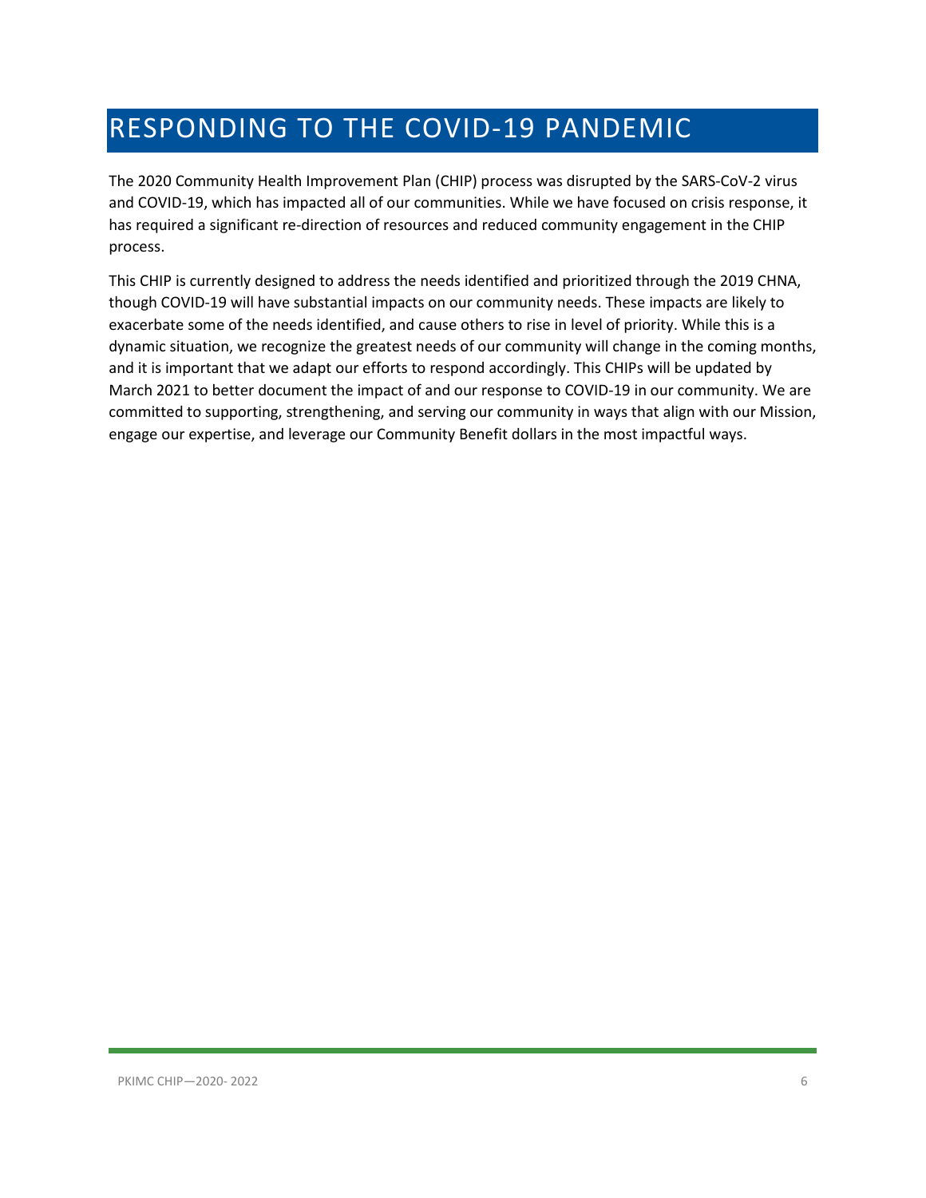# RESPONDING TO THE COVID-19 PANDEMIC

The 2020 Community Health Improvement Plan (CHIP) process was disrupted by the SARS-CoV-2 virus and COVID-19, which has impacted all of our communities. While we have focused on crisis response, it has required a significant re-direction of resources and reduced community engagement in the CHIP process.

This CHIP is currently designed to address the needs identified and prioritized through the 2019 CHNA, though COVID-19 will have substantial impacts on our community needs. These impacts are likely to exacerbate some of the needs identified, and cause others to rise in level of priority. While this is a dynamic situation, we recognize the greatest needs of our community will change in the coming months, and it is important that we adapt our efforts to respond accordingly. This CHIPs will be updated by March 2021 to better document the impact of and our response to COVID-19 in our community. We are committed to supporting, strengthening, and serving our community in ways that align with our Mission, engage our expertise, and leverage our Community Benefit dollars in the most impactful ways.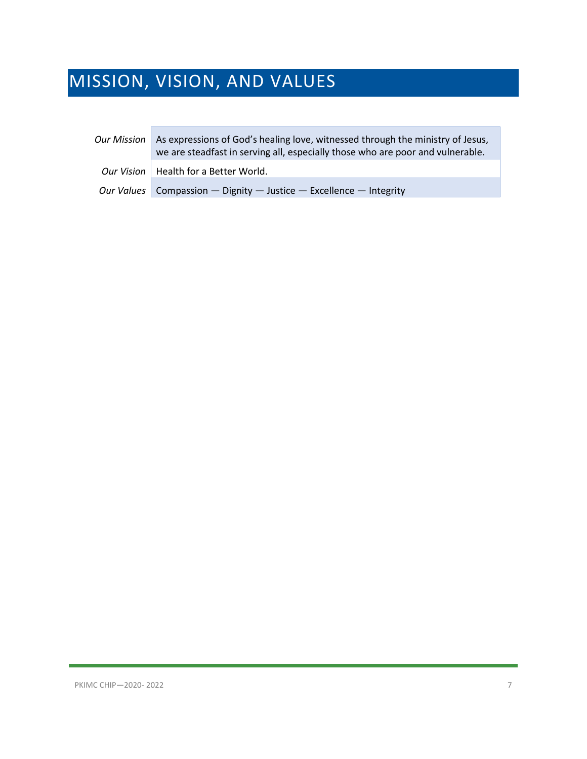# MISSION, VISION, AND VALUES

| | |
|---|---|
| *Our Mission* | As expressions of God's healing love, witnessed through the ministry of Jesus, we are steadfast in serving all, especially those who are poor and vulnerable. |
| *Our Vision* | Health for a Better World. |
| *Our Values* | Compassion — Dignity — Justice — Excellence — Integrity |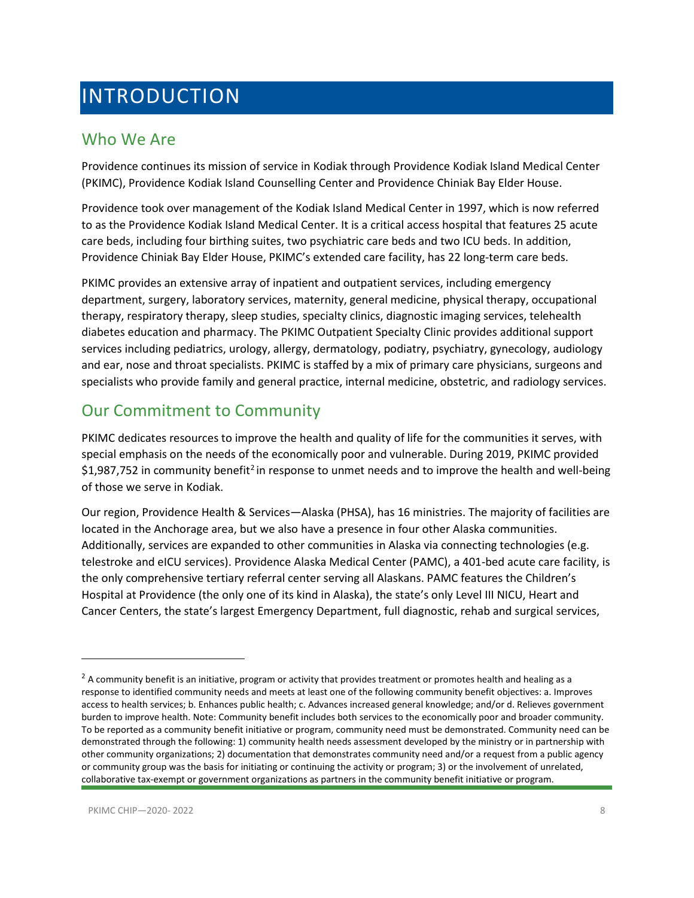# INTRODUCTION

## Who We Are

Providence continues its mission of service in Kodiak through Providence Kodiak Island Medical Center (PKIMC), Providence Kodiak Island Counselling Center and Providence Chiniak Bay Elder House.

Providence took over management of the Kodiak Island Medical Center in 1997, which is now referred to as the Providence Kodiak Island Medical Center. It is a critical access hospital that features 25 acute care beds, including four birthing suites, two psychiatric care beds and two ICU beds. In addition, Providence Chiniak Bay Elder House, PKIMC's extended care facility, has 22 long-term care beds.

PKIMC provides an extensive array of inpatient and outpatient services, including emergency department, surgery, laboratory services, maternity, general medicine, physical therapy, occupational therapy, respiratory therapy, sleep studies, specialty clinics, diagnostic imaging services, telehealth diabetes education and pharmacy. The PKIMC Outpatient Specialty Clinic provides additional support services including pediatrics, urology, allergy, dermatology, podiatry, psychiatry, gynecology, audiology and ear, nose and throat specialists. PKIMC is staffed by a mix of primary care physicians, surgeons and specialists who provide family and general practice, internal medicine, obstetric, and radiology services.

## Our Commitment to Community

PKIMC dedicates resources to improve the health and quality of life for the communities it serves, with special emphasis on the needs of the economically poor and vulnerable. During 2019, PKIMC provided $1,987,752 in community benefit[2] in response to unmet needs and to improve the health and well-being of those we serve in Kodiak.

Our region, Providence Health & Services—Alaska (PHSA), has 16 ministries. The majority of facilities are located in the Anchorage area, but we also have a presence in four other Alaska communities. Additionally, services are expanded to other communities in Alaska via connecting technologies (e.g. telestroke and eICU services). Providence Alaska Medical Center (PAMC), a 401-bed acute care facility, is the only comprehensive tertiary referral center serving all Alaskans. PAMC features the Children's Hospital at Providence (the only one of its kind in Alaska), the state's only Level III NICU, Heart and Cancer Centers, the state's largest Emergency Department, full diagnostic, rehab and surgical services,

[2] A community benefit is an initiative, program or activity that provides treatment or promotes health and healing as a response to identified community needs and meets at least one of the following community benefit objectives: a. Improves access to health services; b. Enhances public health; c. Advances increased general knowledge; and/or d. Relieves government burden to improve health. Note: Community benefit includes both services to the economically poor and broader community. To be reported as a community benefit initiative or program, community need must be demonstrated. Community need can be demonstrated through the following: 1) community health needs assessment developed by the ministry or in partnership with other community organizations; 2) documentation that demonstrates community need and/or a request from a public agency or community group was the basis for initiating or continuing the activity or program; 3) or the involvement of unrelated, collaborative tax-exempt or government organizations as partners in the community benefit initiative or program.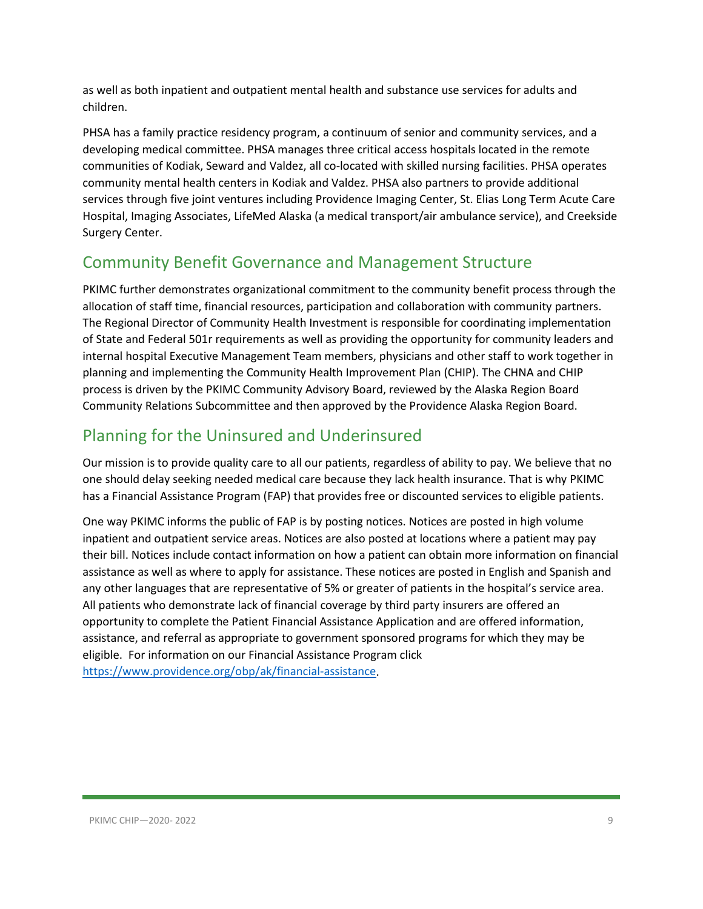as well as both inpatient and outpatient mental health and substance use services for adults and children.

PHSA has a family practice residency program, a continuum of senior and community services, and a developing medical committee. PHSA manages three critical access hospitals located in the remote communities of Kodiak, Seward and Valdez, all co-located with skilled nursing facilities. PHSA operates community mental health centers in Kodiak and Valdez. PHSA also partners to provide additional services through five joint ventures including Providence Imaging Center, St. Elias Long Term Acute Care Hospital, Imaging Associates, LifeMed Alaska (a medical transport/air ambulance service), and Creekside Surgery Center.

## Community Benefit Governance and Management Structure

PKIMC further demonstrates organizational commitment to the community benefit process through the allocation of staff time, financial resources, participation and collaboration with community partners. The Regional Director of Community Health Investment is responsible for coordinating implementation of State and Federal 501r requirements as well as providing the opportunity for community leaders and internal hospital Executive Management Team members, physicians and other staff to work together in planning and implementing the Community Health Improvement Plan (CHIP). The CHNA and CHIP process is driven by the PKIMC Community Advisory Board, reviewed by the Alaska Region Board Community Relations Subcommittee and then approved by the Providence Alaska Region Board.

## Planning for the Uninsured and Underinsured

Our mission is to provide quality care to all our patients, regardless of ability to pay. We believe that no one should delay seeking needed medical care because they lack health insurance. That is why PKIMC has a Financial Assistance Program (FAP) that provides free or discounted services to eligible patients.

One way PKIMC informs the public of FAP is by posting notices. Notices are posted in high volume inpatient and outpatient service areas. Notices are also posted at locations where a patient may pay their bill. Notices include contact information on how a patient can obtain more information on financial assistance as well as where to apply for assistance. These notices are posted in English and Spanish and any other languages that are representative of 5% or greater of patients in the hospital's service area. All patients who demonstrate lack of financial coverage by third party insurers are offered an opportunity to complete the Patient Financial Assistance Application and are offered information, assistance, and referral as appropriate to government sponsored programs for which they may be eligible. For information on our Financial Assistance Program click [https://www.providence.org/obp/ak/financial-assistance](https://www.providence.org/obp/ak/financial-assistance).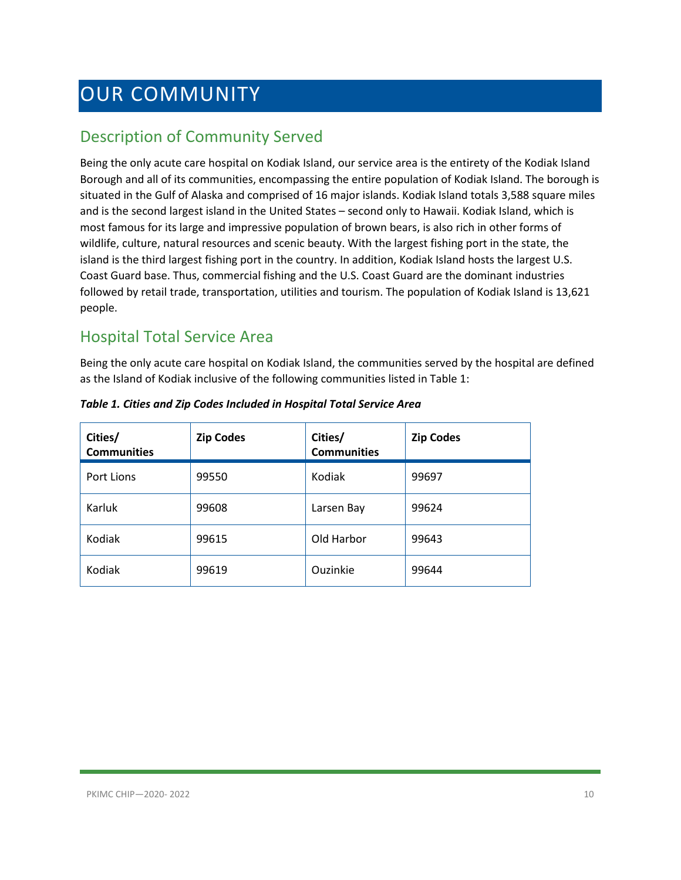# OUR COMMUNITY

## Description of Community Served

Being the only acute care hospital on Kodiak Island, our service area is the entirety of the Kodiak Island Borough and all of its communities, encompassing the entire population of Kodiak Island. The borough is situated in the Gulf of Alaska and comprised of 16 major islands. Kodiak Island totals 3,588 square miles and is the second largest island in the United States – second only to Hawaii. Kodiak Island, which is most famous for its large and impressive population of brown bears, is also rich in other forms of wildlife, culture, natural resources and scenic beauty. With the largest fishing port in the state, the island is the third largest fishing port in the country. In addition, Kodiak Island hosts the largest U.S. Coast Guard base. Thus, commercial fishing and the U.S. Coast Guard are the dominant industries followed by retail trade, transportation, utilities and tourism. The population of Kodiak Island is 13,621 people.

## Hospital Total Service Area

Being the only acute care hospital on Kodiak Island, the communities served by the hospital are defined as the Island of Kodiak inclusive of the following communities listed in Table 1:

***Table 1. Cities and Zip Codes Included in Hospital Total Service Area***

| Cities/ Communities | Zip Codes | Cities/ Communities | Zip Codes |
|---|---|---|---|
| Port Lions | 99550 | Kodiak | 99697 |
| Karluk | 99608 | Larsen Bay | 99624 |
| Kodiak | 99615 | Old Harbor | 99643 |
| Kodiak | 99619 | Ouzinkie | 99644 |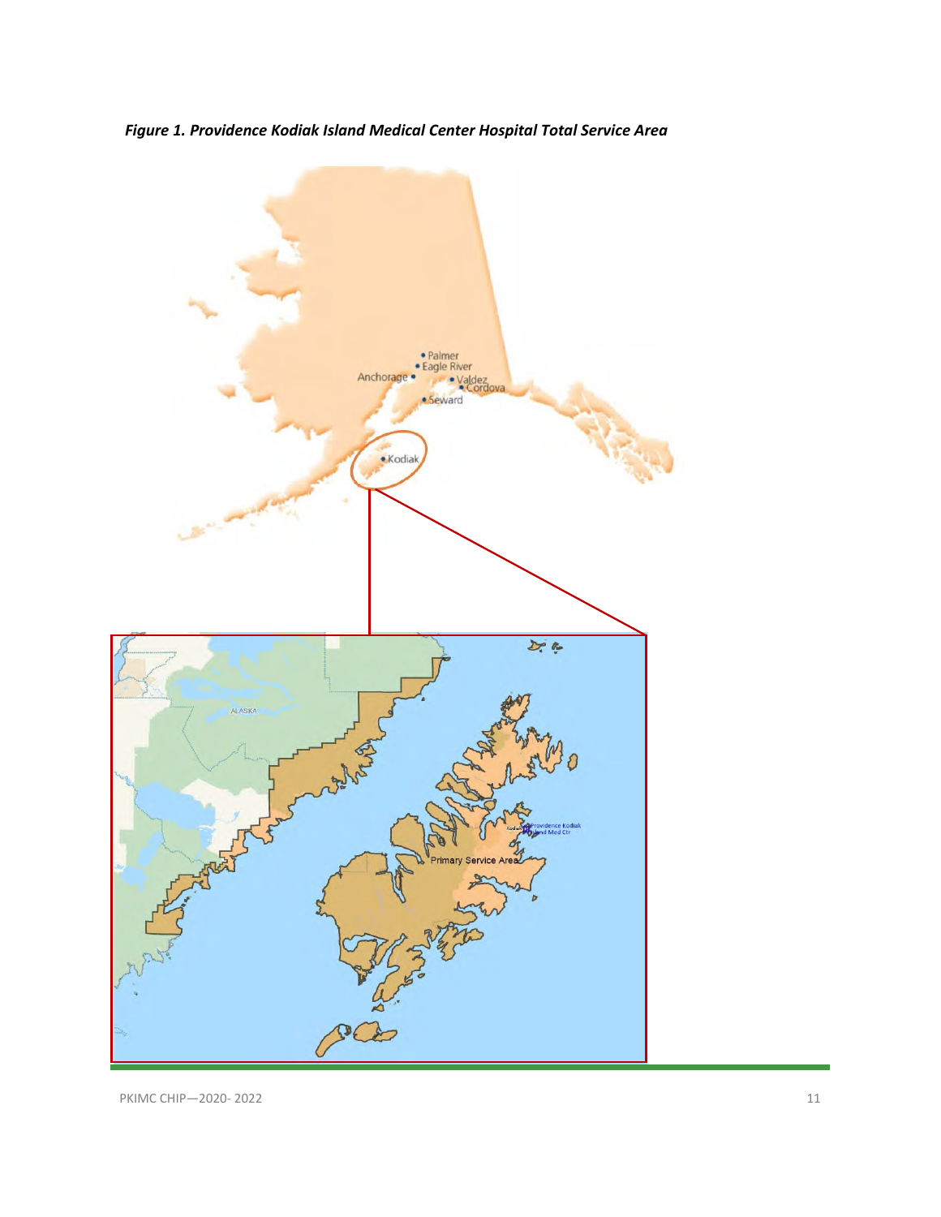*Figure 1. Providence Kodiak Island Medical Center Hospital Total Service Area*

Palmer
Eagle River
Anchorage
Valdez
Cordova
Seward
Kodiak

ALASKA
Kodiak
Providence Kodiak Island Med Ctr
Primary Service Area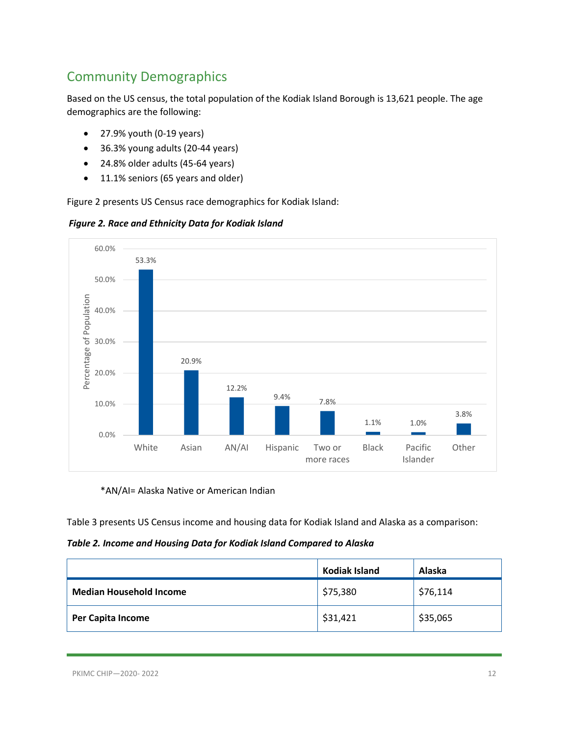## Community Demographics

Based on the US census, the total population of the Kodiak Island Borough is 13,621 people. The age demographics are the following:

- 27.9% youth (0-19 years)
- 36.3% young adults (20-44 years)
- 24.8% older adults (45-64 years)
- 11.1% seniors (65 years and older)

Figure 2 presents US Census race demographics for Kodiak Island:

***Figure 2. Race and Ethnicity Data for Kodiak Island***

Percentage of Population

60.0%
50.0%
40.0%
30.0%
20.0%
10.0%
0.0%

53.3% White
20.9% Asian
12.2% AN/AI
9.4% Hispanic
7.8% Two or more races
1.1% Black
1.0% Pacific Islander
3.8% Other

*AN/AI= Alaska Native or American Indian

Table 3 presents US Census income and housing data for Kodiak Island and Alaska as a comparison:

***Table 2. Income and Housing Data for Kodiak Island Compared to Alaska***

| | Kodiak Island | Alaska |
|---|---|---|
| **Median Household Income** | $75,380 | $76,114 |
| **Per Capita Income** | $31,421 | $35,065 |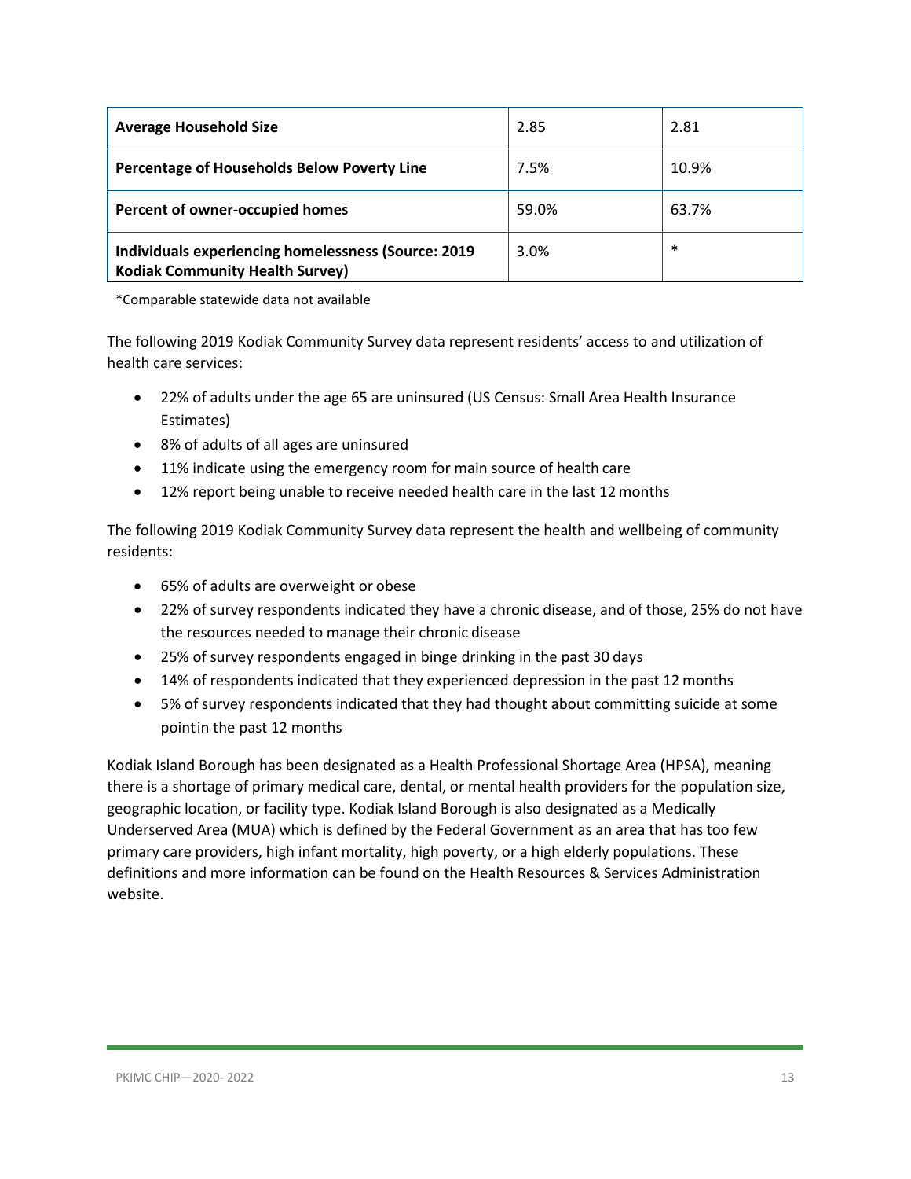| Average Household Size | 2.85 | 2.81 |
| --- | --- | --- |
| Percentage of Households Below Poverty Line | 7.5% | 10.9% |
| Percent of owner-occupied homes | 59.0% | 63.7% |
| Individuals experiencing homelessness (Source: 2019 Kodiak Community Health Survey) | 3.0% | * |

*Comparable statewide data not available

The following 2019 Kodiak Community Survey data represent residents' access to and utilization of health care services:

- 22% of adults under the age 65 are uninsured (US Census: Small Area Health Insurance Estimates)
- 8% of adults of all ages are uninsured
- 11% indicate using the emergency room for main source of health care
- 12% report being unable to receive needed health care in the last 12 months

The following 2019 Kodiak Community Survey data represent the health and wellbeing of community residents:

- 65% of adults are overweight or obese
- 22% of survey respondents indicated they have a chronic disease, and of those, 25% do not have the resources needed to manage their chronic disease
- 25% of survey respondents engaged in binge drinking in the past 30 days
- 14% of respondents indicated that they experienced depression in the past 12 months
- 5% of survey respondents indicated that they had thought about committing suicide at some pointin the past 12 months

Kodiak Island Borough has been designated as a Health Professional Shortage Area (HPSA), meaning there is a shortage of primary medical care, dental, or mental health providers for the population size, geographic location, or facility type. Kodiak Island Borough is also designated as a Medically Underserved Area (MUA) which is defined by the Federal Government as an area that has too few primary care providers, high infant mortality, high poverty, or a high elderly populations. These definitions and more information can be found on the Health Resources & Services Administration website.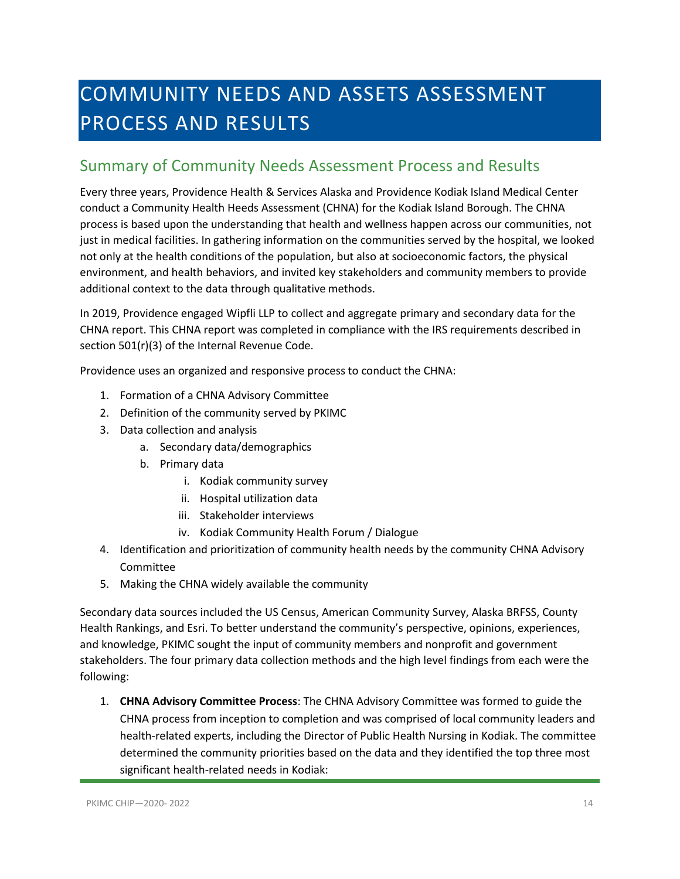# COMMUNITY NEEDS AND ASSETS ASSESSMENT PROCESS AND RESULTS

## Summary of Community Needs Assessment Process and Results

Every three years, Providence Health & Services Alaska and Providence Kodiak Island Medical Center conduct a Community Health Heeds Assessment (CHNA) for the Kodiak Island Borough. The CHNA process is based upon the understanding that health and wellness happen across our communities, not just in medical facilities. In gathering information on the communities served by the hospital, we looked not only at the health conditions of the population, but also at socioeconomic factors, the physical environment, and health behaviors, and invited key stakeholders and community members to provide additional context to the data through qualitative methods.

In 2019, Providence engaged Wipfli LLP to collect and aggregate primary and secondary data for the CHNA report. This CHNA report was completed in compliance with the IRS requirements described in section 501(r)(3) of the Internal Revenue Code.

Providence uses an organized and responsive process to conduct the CHNA:

1. Formation of a CHNA Advisory Committee
2. Definition of the community served by PKIMC
3. Data collection and analysis
   a. Secondary data/demographics
   b. Primary data
      i. Kodiak community survey
      ii. Hospital utilization data
      iii. Stakeholder interviews
      iv. Kodiak Community Health Forum / Dialogue
4. Identification and prioritization of community health needs by the community CHNA Advisory Committee
5. Making the CHNA widely available the community

Secondary data sources included the US Census, American Community Survey, Alaska BRFSS, County Health Rankings, and Esri. To better understand the community's perspective, opinions, experiences, and knowledge, PKIMC sought the input of community members and nonprofit and government stakeholders. The four primary data collection methods and the high level findings from each were the following:

1. **CHNA Advisory Committee Process**: The CHNA Advisory Committee was formed to guide the CHNA process from inception to completion and was comprised of local community leaders and health-related experts, including the Director of Public Health Nursing in Kodiak. The committee determined the community priorities based on the data and they identified the top three most significant health-related needs in Kodiak: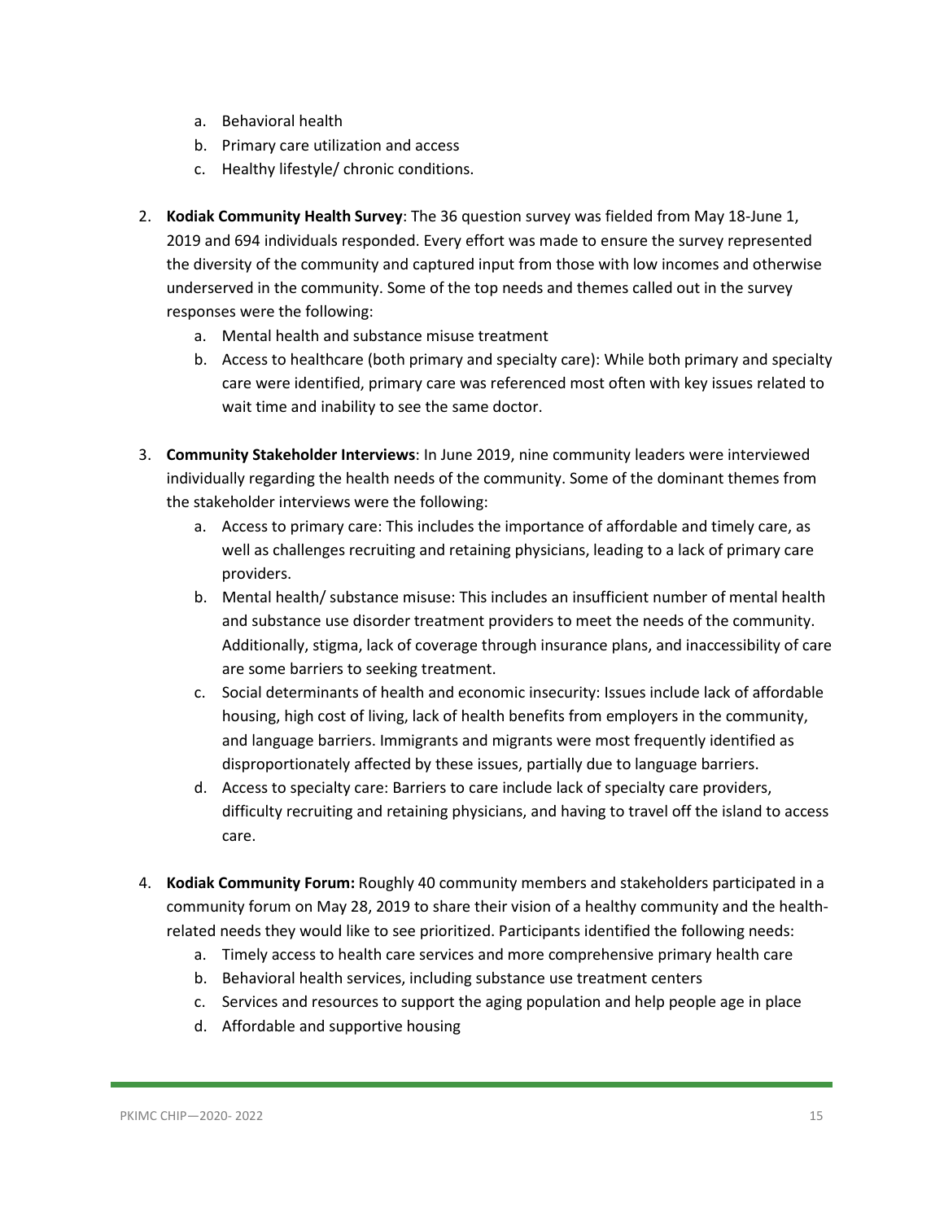a. Behavioral health
   b. Primary care utilization and access
   c. Healthy lifestyle/ chronic conditions.

2. **Kodiak Community Health Survey**: The 36 question survey was fielded from May 18-June 1, 2019 and 694 individuals responded. Every effort was made to ensure the survey represented the diversity of the community and captured input from those with low incomes and otherwise underserved in the community. Some of the top needs and themes called out in the survey responses were the following:
   a. Mental health and substance misuse treatment
   b. Access to healthcare (both primary and specialty care): While both primary and specialty care were identified, primary care was referenced most often with key issues related to wait time and inability to see the same doctor.

3. **Community Stakeholder Interviews**: In June 2019, nine community leaders were interviewed individually regarding the health needs of the community. Some of the dominant themes from the stakeholder interviews were the following:
   a. Access to primary care: This includes the importance of affordable and timely care, as well as challenges recruiting and retaining physicians, leading to a lack of primary care providers.
   b. Mental health/ substance misuse: This includes an insufficient number of mental health and substance use disorder treatment providers to meet the needs of the community. Additionally, stigma, lack of coverage through insurance plans, and inaccessibility of care are some barriers to seeking treatment.
   c. Social determinants of health and economic insecurity: Issues include lack of affordable housing, high cost of living, lack of health benefits from employers in the community, and language barriers. Immigrants and migrants were most frequently identified as disproportionately affected by these issues, partially due to language barriers.
   d. Access to specialty care: Barriers to care include lack of specialty care providers, difficulty recruiting and retaining physicians, and having to travel off the island to access care.

4. **Kodiak Community Forum:** Roughly 40 community members and stakeholders participated in a community forum on May 28, 2019 to share their vision of a healthy community and the health-related needs they would like to see prioritized. Participants identified the following needs:
   a. Timely access to health care services and more comprehensive primary health care
   b. Behavioral health services, including substance use treatment centers
   c. Services and resources to support the aging population and help people age in place
   d. Affordable and supportive housing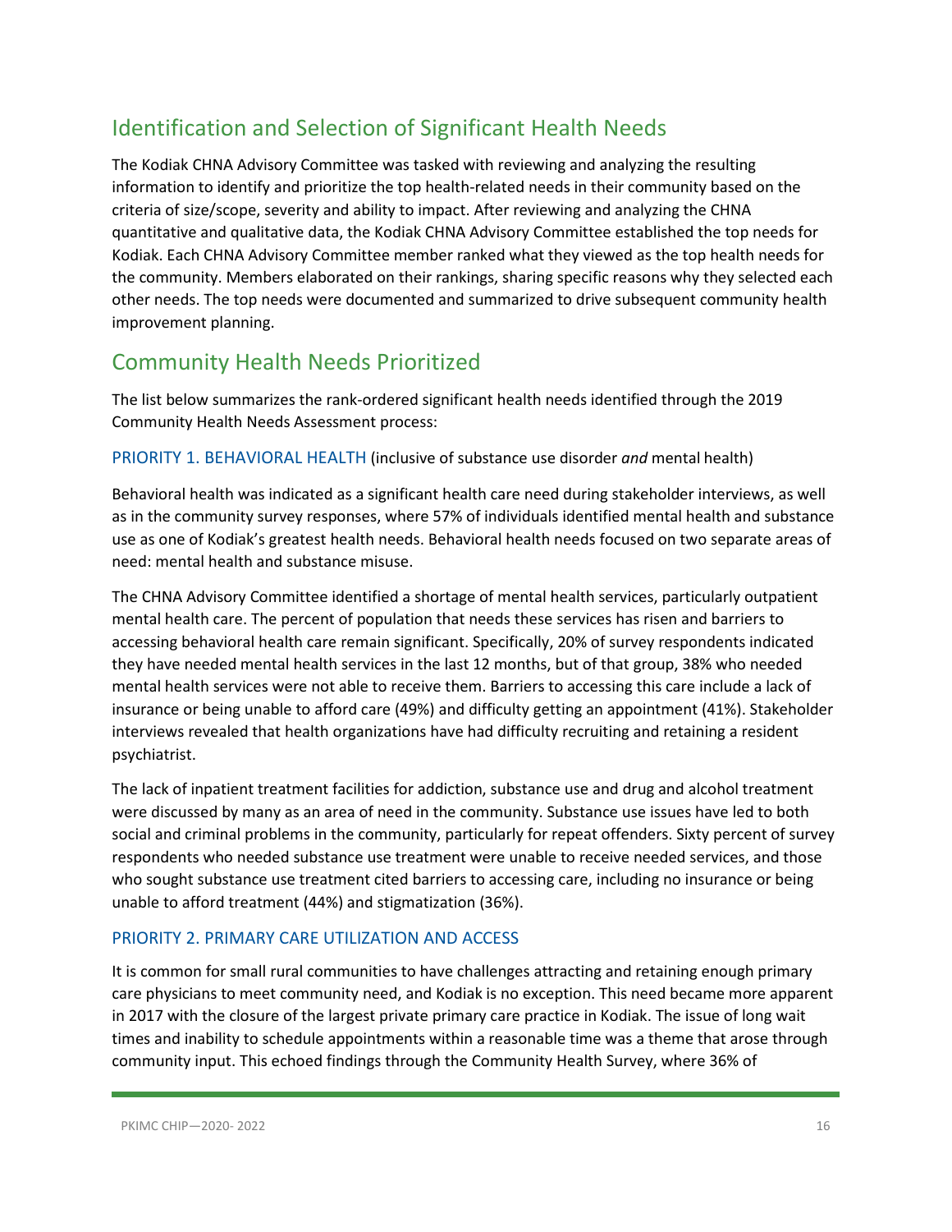## Identification and Selection of Significant Health Needs

The Kodiak CHNA Advisory Committee was tasked with reviewing and analyzing the resulting information to identify and prioritize the top health-related needs in their community based on the criteria of size/scope, severity and ability to impact. After reviewing and analyzing the CHNA quantitative and qualitative data, the Kodiak CHNA Advisory Committee established the top needs for Kodiak. Each CHNA Advisory Committee member ranked what they viewed as the top health needs for the community. Members elaborated on their rankings, sharing specific reasons why they selected each other needs. The top needs were documented and summarized to drive subsequent community health improvement planning.

## Community Health Needs Prioritized

The list below summarizes the rank-ordered significant health needs identified through the 2019 Community Health Needs Assessment process:

### PRIORITY 1. BEHAVIORAL HEALTH (inclusive of substance use disorder *and* mental health)

Behavioral health was indicated as a significant health care need during stakeholder interviews, as well as in the community survey responses, where 57% of individuals identified mental health and substance use as one of Kodiak's greatest health needs. Behavioral health needs focused on two separate areas of need: mental health and substance misuse.

The CHNA Advisory Committee identified a shortage of mental health services, particularly outpatient mental health care. The percent of population that needs these services has risen and barriers to accessing behavioral health care remain significant. Specifically, 20% of survey respondents indicated they have needed mental health services in the last 12 months, but of that group, 38% who needed mental health services were not able to receive them. Barriers to accessing this care include a lack of insurance or being unable to afford care (49%) and difficulty getting an appointment (41%). Stakeholder interviews revealed that health organizations have had difficulty recruiting and retaining a resident psychiatrist.

The lack of inpatient treatment facilities for addiction, substance use and drug and alcohol treatment were discussed by many as an area of need in the community. Substance use issues have led to both social and criminal problems in the community, particularly for repeat offenders. Sixty percent of survey respondents who needed substance use treatment were unable to receive needed services, and those who sought substance use treatment cited barriers to accessing care, including no insurance or being unable to afford treatment (44%) and stigmatization (36%).

### PRIORITY 2. PRIMARY CARE UTILIZATION AND ACCESS

It is common for small rural communities to have challenges attracting and retaining enough primary care physicians to meet community need, and Kodiak is no exception. This need became more apparent in 2017 with the closure of the largest private primary care practice in Kodiak. The issue of long wait times and inability to schedule appointments within a reasonable time was a theme that arose through community input. This echoed findings through the Community Health Survey, where 36% of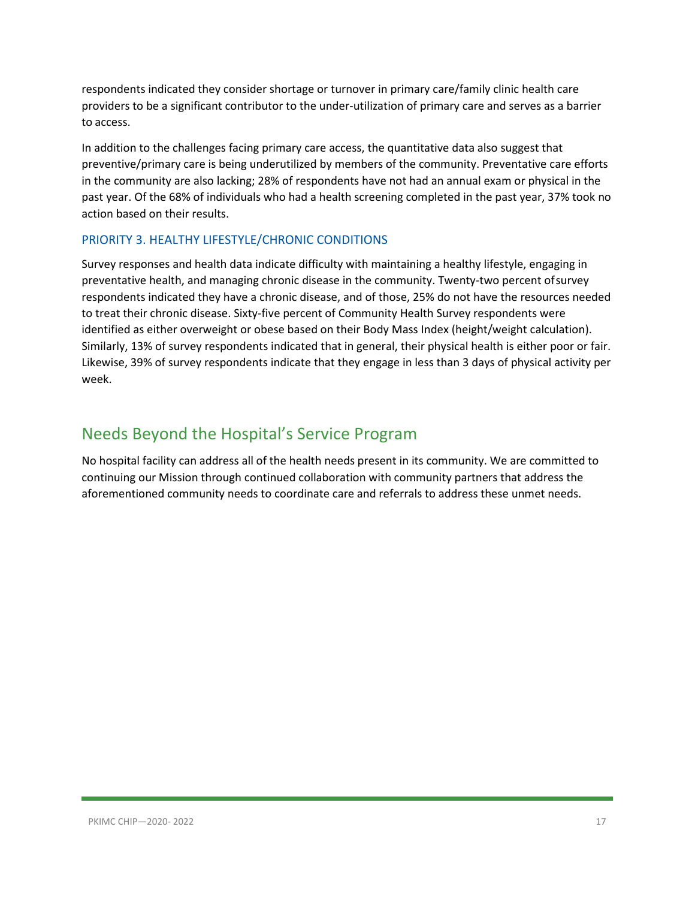respondents indicated they consider shortage or turnover in primary care/family clinic health care providers to be a significant contributor to the under-utilization of primary care and serves as a barrier to access.

In addition to the challenges facing primary care access, the quantitative data also suggest that preventive/primary care is being underutilized by members of the community. Preventative care efforts in the community are also lacking; 28% of respondents have not had an annual exam or physical in the past year. Of the 68% of individuals who had a health screening completed in the past year, 37% took no action based on their results.

### PRIORITY 3. HEALTHY LIFESTYLE/CHRONIC CONDITIONS

Survey responses and health data indicate difficulty with maintaining a healthy lifestyle, engaging in preventative health, and managing chronic disease in the community. Twenty-two percent ofsurvey respondents indicated they have a chronic disease, and of those, 25% do not have the resources needed to treat their chronic disease. Sixty-five percent of Community Health Survey respondents were identified as either overweight or obese based on their Body Mass Index (height/weight calculation). Similarly, 13% of survey respondents indicated that in general, their physical health is either poor or fair. Likewise, 39% of survey respondents indicate that they engage in less than 3 days of physical activity per week.

## Needs Beyond the Hospital's Service Program

No hospital facility can address all of the health needs present in its community. We are committed to continuing our Mission through continued collaboration with community partners that address the aforementioned community needs to coordinate care and referrals to address these unmet needs.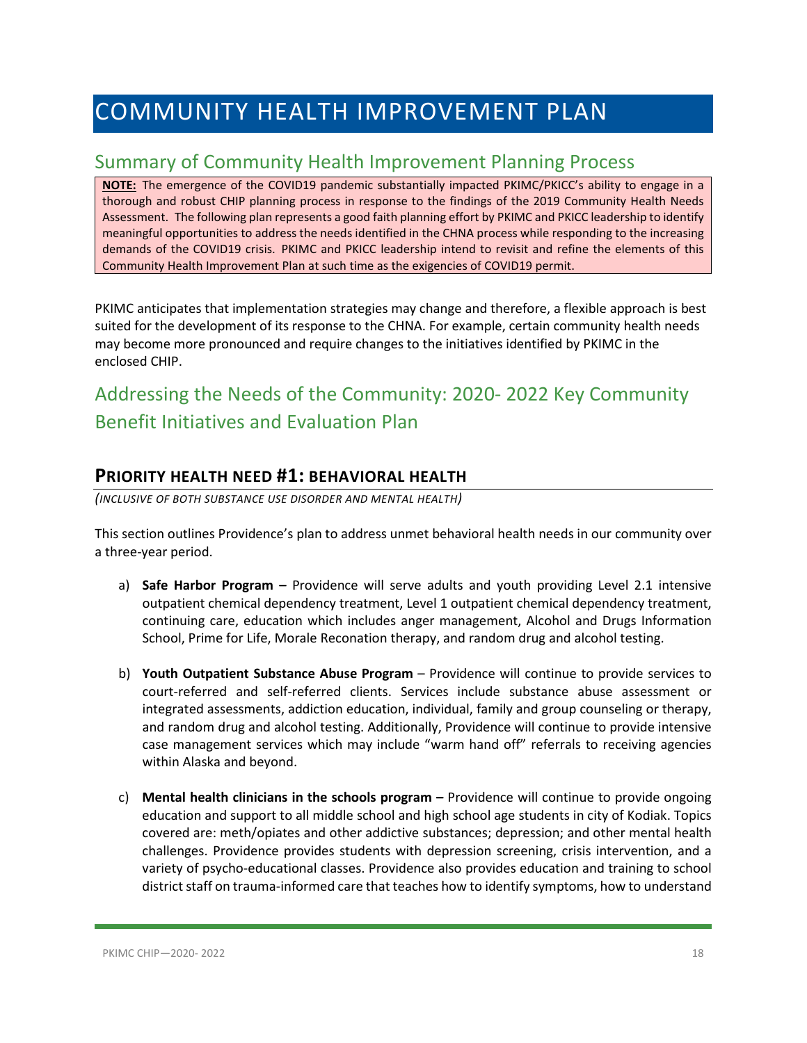# COMMUNITY HEALTH IMPROVEMENT PLAN

## Summary of Community Health Improvement Planning Process

**NOTE:** The emergence of the COVID19 pandemic substantially impacted PKIMC/PKICC's ability to engage in a thorough and robust CHIP planning process in response to the findings of the 2019 Community Health Needs Assessment. The following plan represents a good faith planning effort by PKIMC and PKICC leadership to identify meaningful opportunities to address the needs identified in the CHNA process while responding to the increasing demands of the COVID19 crisis. PKIMC and PKICC leadership intend to revisit and refine the elements of this Community Health Improvement Plan at such time as the exigencies of COVID19 permit.

PKIMC anticipates that implementation strategies may change and therefore, a flexible approach is best suited for the development of its response to the CHNA. For example, certain community health needs may become more pronounced and require changes to the initiatives identified by PKIMC in the enclosed CHIP.

## Addressing the Needs of the Community: 2020- 2022 Key Community Benefit Initiatives and Evaluation Plan

### PRIORITY HEALTH NEED #1: BEHAVIORAL HEALTH

*(INCLUSIVE OF BOTH SUBSTANCE USE DISORDER AND MENTAL HEALTH)*

This section outlines Providence's plan to address unmet behavioral health needs in our community over a three-year period.

a) **Safe Harbor Program –** Providence will serve adults and youth providing Level 2.1 intensive outpatient chemical dependency treatment, Level 1 outpatient chemical dependency treatment, continuing care, education which includes anger management, Alcohol and Drugs Information School, Prime for Life, Morale Reconation therapy, and random drug and alcohol testing.

b) **Youth Outpatient Substance Abuse Program** – Providence will continue to provide services to court-referred and self-referred clients. Services include substance abuse assessment or integrated assessments, addiction education, individual, family and group counseling or therapy, and random drug and alcohol testing. Additionally, Providence will continue to provide intensive case management services which may include "warm hand off" referrals to receiving agencies within Alaska and beyond.

c) **Mental health clinicians in the schools program –** Providence will continue to provide ongoing education and support to all middle school and high school age students in city of Kodiak. Topics covered are: meth/opiates and other addictive substances; depression; and other mental health challenges. Providence provides students with depression screening, crisis intervention, and a variety of psycho-educational classes. Providence also provides education and training to school district staff on trauma-informed care that teaches how to identify symptoms, how to understand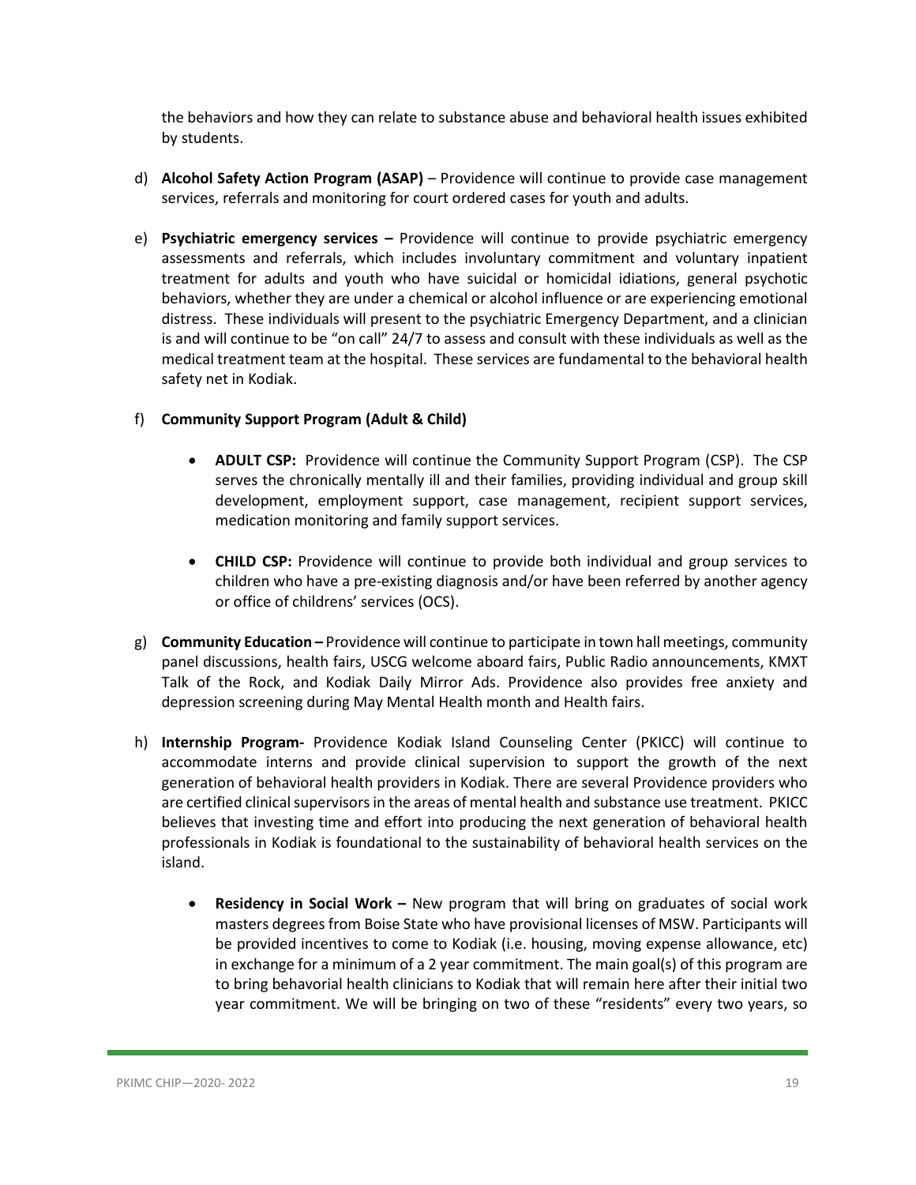the behaviors and how they can relate to substance abuse and behavioral health issues exhibited by students.

d) **Alcohol Safety Action Program (ASAP)** – Providence will continue to provide case management services, referrals and monitoring for court ordered cases for youth and adults.

e) **Psychiatric emergency services –** Providence will continue to provide psychiatric emergency assessments and referrals, which includes involuntary commitment and voluntary inpatient treatment for adults and youth who have suicidal or homicidal idiations, general psychotic behaviors, whether they are under a chemical or alcohol influence or are experiencing emotional distress. These individuals will present to the psychiatric Emergency Department, and a clinician is and will continue to be "on call" 24/7 to assess and consult with these individuals as well as the medical treatment team at the hospital. These services are fundamental to the behavioral health safety net in Kodiak.

f) **Community Support Program (Adult & Child)**

   - **ADULT CSP:** Providence will continue the Community Support Program (CSP). The CSP serves the chronically mentally ill and their families, providing individual and group skill development, employment support, case management, recipient support services, medication monitoring and family support services.

   - **CHILD CSP:** Providence will continue to provide both individual and group services to children who have a pre-existing diagnosis and/or have been referred by another agency or office of childrens' services (OCS).

g) **Community Education –** Providence will continue to participate in town hall meetings, community panel discussions, health fairs, USCG welcome aboard fairs, Public Radio announcements, KMXT Talk of the Rock, and Kodiak Daily Mirror Ads. Providence also provides free anxiety and depression screening during May Mental Health month and Health fairs.

h) **Internship Program-** Providence Kodiak Island Counseling Center (PKICC) will continue to accommodate interns and provide clinical supervision to support the growth of the next generation of behavioral health providers in Kodiak. There are several Providence providers who are certified clinical supervisors in the areas of mental health and substance use treatment. PKICC believes that investing time and effort into producing the next generation of behavioral health professionals in Kodiak is foundational to the sustainability of behavioral health services on the island.

   - **Residency in Social Work –** New program that will bring on graduates of social work masters degrees from Boise State who have provisional licenses of MSW. Participants will be provided incentives to come to Kodiak (i.e. housing, moving expense allowance, etc) in exchange for a minimum of a 2 year commitment. The main goal(s) of this program are to bring behavorial health clinicians to Kodiak that will remain here after their initial two year commitment. We will be bringing on two of these "residents" every two years, so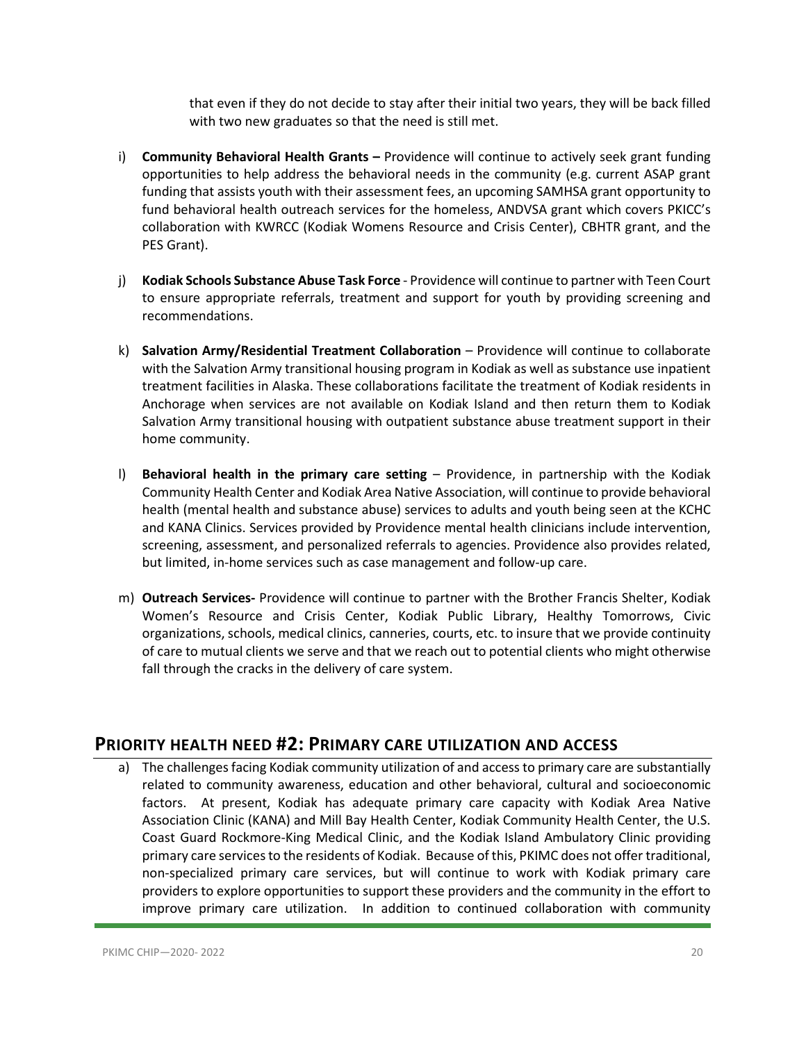that even if they do not decide to stay after their initial two years, they will be back filled with two new graduates so that the need is still met.

i) **Community Behavioral Health Grants –** Providence will continue to actively seek grant funding opportunities to help address the behavioral needs in the community (e.g. current ASAP grant funding that assists youth with their assessment fees, an upcoming SAMHSA grant opportunity to fund behavioral health outreach services for the homeless, ANDVSA grant which covers PKICC's collaboration with KWRCC (Kodiak Womens Resource and Crisis Center), CBHTR grant, and the PES Grant).

j) **Kodiak Schools Substance Abuse Task Force** - Providence will continue to partner with Teen Court to ensure appropriate referrals, treatment and support for youth by providing screening and recommendations.

k) **Salvation Army/Residential Treatment Collaboration** – Providence will continue to collaborate with the Salvation Army transitional housing program in Kodiak as well as substance use inpatient treatment facilities in Alaska. These collaborations facilitate the treatment of Kodiak residents in Anchorage when services are not available on Kodiak Island and then return them to Kodiak Salvation Army transitional housing with outpatient substance abuse treatment support in their home community.

l) **Behavioral health in the primary care setting** – Providence, in partnership with the Kodiak Community Health Center and Kodiak Area Native Association, will continue to provide behavioral health (mental health and substance abuse) services to adults and youth being seen at the KCHC and KANA Clinics. Services provided by Providence mental health clinicians include intervention, screening, assessment, and personalized referrals to agencies. Providence also provides related, but limited, in-home services such as case management and follow-up care.

m) **Outreach Services-** Providence will continue to partner with the Brother Francis Shelter, Kodiak Women's Resource and Crisis Center, Kodiak Public Library, Healthy Tomorrows, Civic organizations, schools, medical clinics, canneries, courts, etc. to insure that we provide continuity of care to mutual clients we serve and that we reach out to potential clients who might otherwise fall through the cracks in the delivery of care system.

## PRIORITY HEALTH NEED #2: PRIMARY CARE UTILIZATION AND ACCESS

a) The challenges facing Kodiak community utilization of and access to primary care are substantially related to community awareness, education and other behavioral, cultural and socioeconomic factors. At present, Kodiak has adequate primary care capacity with Kodiak Area Native Association Clinic (KANA) and Mill Bay Health Center, Kodiak Community Health Center, the U.S. Coast Guard Rockmore-King Medical Clinic, and the Kodiak Island Ambulatory Clinic providing primary care services to the residents of Kodiak. Because of this, PKIMC does not offer traditional, non-specialized primary care services, but will continue to work with Kodiak primary care providers to explore opportunities to support these providers and the community in the effort to improve primary care utilization. In addition to continued collaboration with community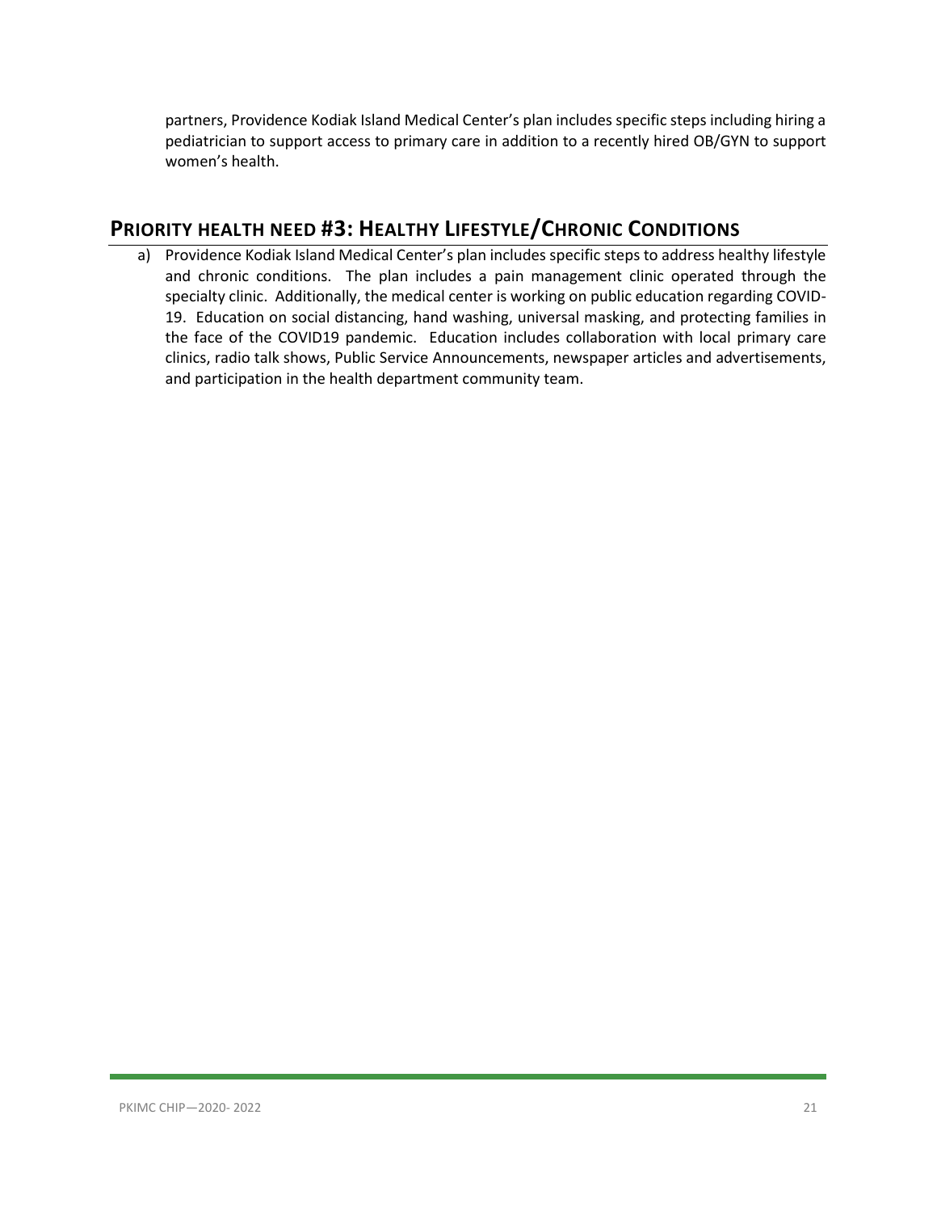partners, Providence Kodiak Island Medical Center's plan includes specific steps including hiring a pediatrician to support access to primary care in addition to a recently hired OB/GYN to support women's health.

## PRIORITY HEALTH NEED #3: HEALTHY LIFESTYLE/CHRONIC CONDITIONS

a) Providence Kodiak Island Medical Center's plan includes specific steps to address healthy lifestyle and chronic conditions. The plan includes a pain management clinic operated through the specialty clinic. Additionally, the medical center is working on public education regarding COVID-19. Education on social distancing, hand washing, universal masking, and protecting families in the face of the COVID19 pandemic. Education includes collaboration with local primary care clinics, radio talk shows, Public Service Announcements, newspaper articles and advertisements, and participation in the health department community team.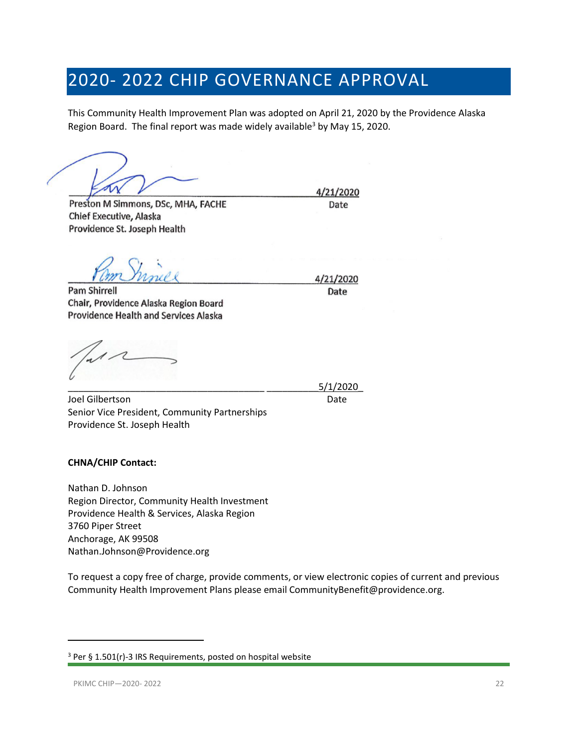# 2020- 2022 CHIP GOVERNANCE APPROVAL

This Community Health Improvement Plan was adopted on April 21, 2020 by the Providence Alaska Region Board. The final report was made widely available[3] by May 15, 2020.

_______________________________________________ 4/21/2020
Preston M Simmons, DSc, MHA, FACHE — Date
Chief Executive, Alaska
Providence St. Joseph Health

_______________________________________________ 4/21/2020
Pam Shirrell — Date
Chair, Providence Alaska Region Board
Providence Health and Services Alaska

_______________________________________________ 5/1/2020
Joel Gilbertson — Date
Senior Vice President, Community Partnerships
Providence St. Joseph Health

**CHNA/CHIP Contact:**

Nathan D. Johnson
Region Director, Community Health Investment
Providence Health & Services, Alaska Region
3760 Piper Street
Anchorage, AK 99508
Nathan.Johnson@Providence.org

To request a copy free of charge, provide comments, or view electronic copies of current and previous Community Health Improvement Plans please email CommunityBenefit@providence.org.

---

[3] Per § 1.501(r)-3 IRS Requirements, posted on hospital website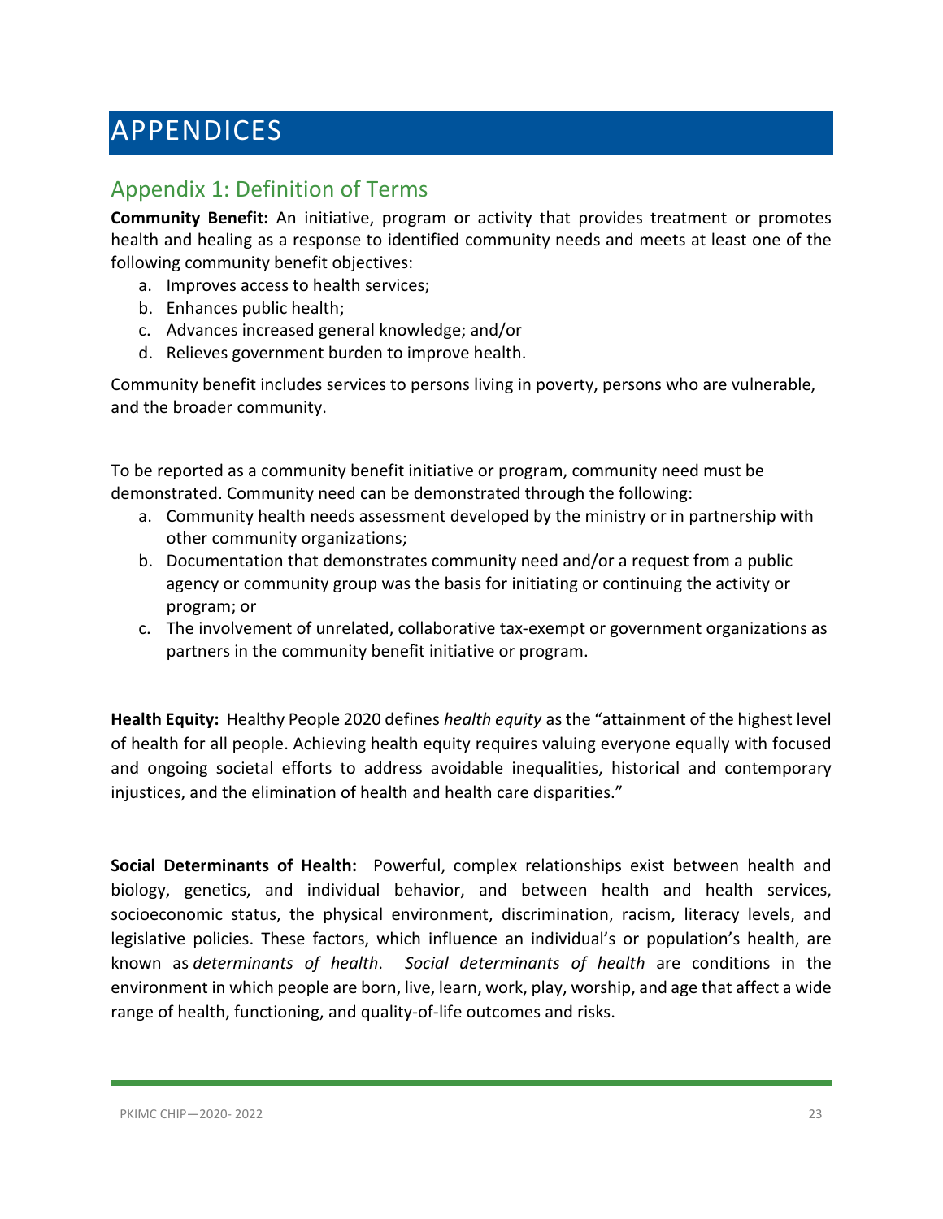# APPENDICES

## Appendix 1: Definition of Terms

**Community Benefit:** An initiative, program or activity that provides treatment or promotes health and healing as a response to identified community needs and meets at least one of the following community benefit objectives:

a. Improves access to health services;
b. Enhances public health;
c. Advances increased general knowledge; and/or
d. Relieves government burden to improve health.

Community benefit includes services to persons living in poverty, persons who are vulnerable, and the broader community.

To be reported as a community benefit initiative or program, community need must be demonstrated. Community need can be demonstrated through the following:

a. Community health needs assessment developed by the ministry or in partnership with other community organizations;
b. Documentation that demonstrates community need and/or a request from a public agency or community group was the basis for initiating or continuing the activity or program; or
c. The involvement of unrelated, collaborative tax-exempt or government organizations as partners in the community benefit initiative or program.

**Health Equity:** Healthy People 2020 defines *health equity* as the "attainment of the highest level of health for all people. Achieving health equity requires valuing everyone equally with focused and ongoing societal efforts to address avoidable inequalities, historical and contemporary injustices, and the elimination of health and health care disparities."

**Social Determinants of Health:** Powerful, complex relationships exist between health and biology, genetics, and individual behavior, and between health and health services, socioeconomic status, the physical environment, discrimination, racism, literacy levels, and legislative policies. These factors, which influence an individual's or population's health, are known as *determinants of health*. *Social determinants of health* are conditions in the environment in which people are born, live, learn, work, play, worship, and age that affect a wide range of health, functioning, and quality-of-life outcomes and risks.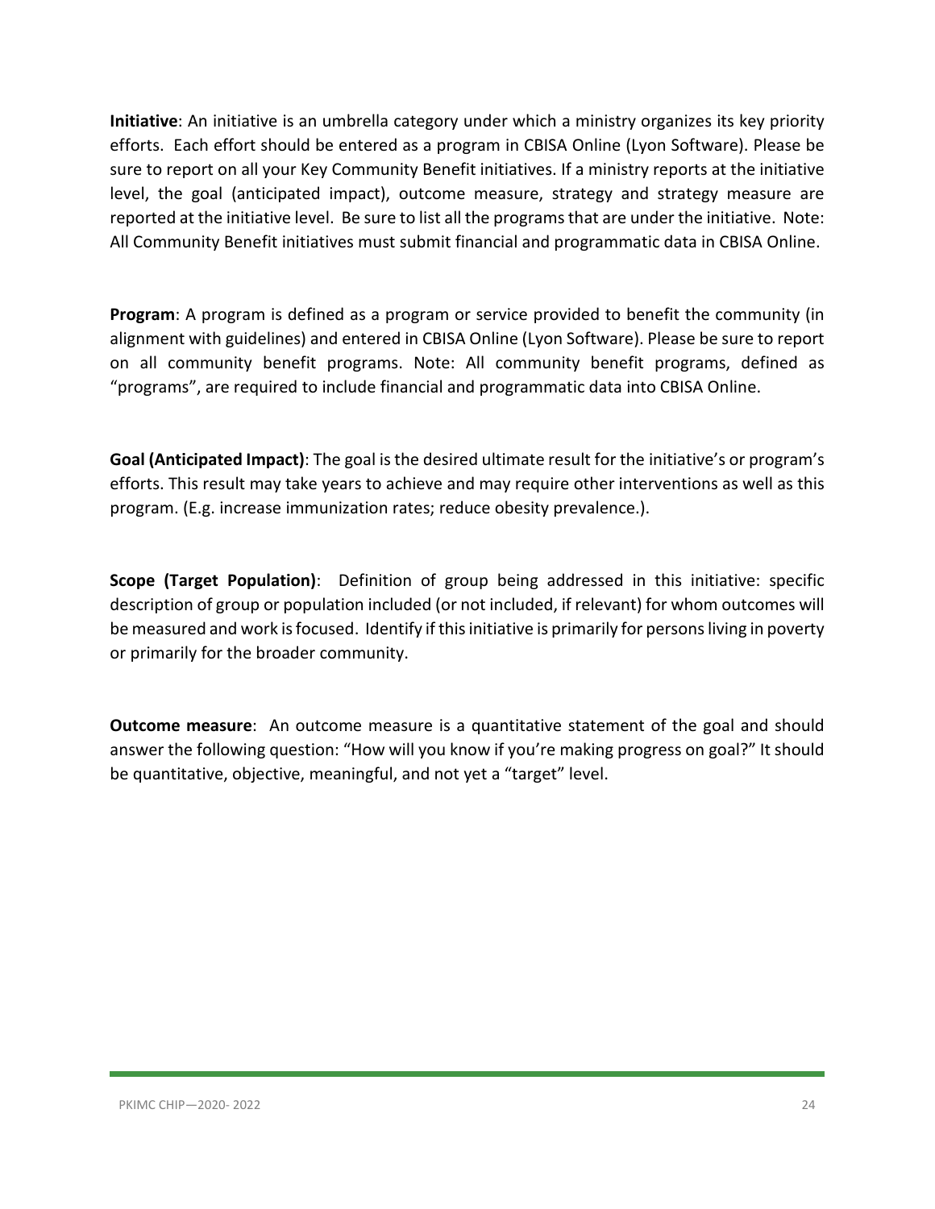**Initiative**: An initiative is an umbrella category under which a ministry organizes its key priority efforts. Each effort should be entered as a program in CBISA Online (Lyon Software). Please be sure to report on all your Key Community Benefit initiatives. If a ministry reports at the initiative level, the goal (anticipated impact), outcome measure, strategy and strategy measure are reported at the initiative level. Be sure to list all the programs that are under the initiative. Note: All Community Benefit initiatives must submit financial and programmatic data in CBISA Online.

**Program**: A program is defined as a program or service provided to benefit the community (in alignment with guidelines) and entered in CBISA Online (Lyon Software). Please be sure to report on all community benefit programs. Note: All community benefit programs, defined as "programs", are required to include financial and programmatic data into CBISA Online.

**Goal (Anticipated Impact)**: The goal is the desired ultimate result for the initiative's or program's efforts. This result may take years to achieve and may require other interventions as well as this program. (E.g. increase immunization rates; reduce obesity prevalence.).

**Scope (Target Population)**: Definition of group being addressed in this initiative: specific description of group or population included (or not included, if relevant) for whom outcomes will be measured and work is focused. Identify if this initiative is primarily for persons living in poverty or primarily for the broader community.

**Outcome measure**: An outcome measure is a quantitative statement of the goal and should answer the following question: "How will you know if you're making progress on goal?" It should be quantitative, objective, meaningful, and not yet a "target" level.